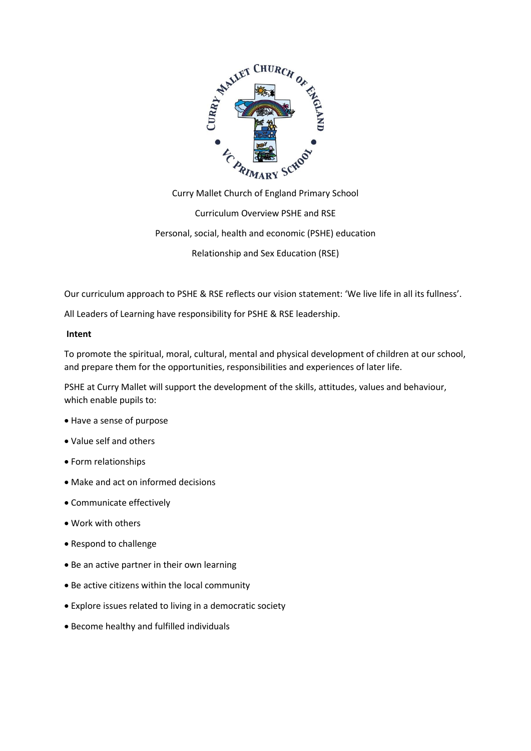Curry Mallet Church of England Primary School

Curriculum Overview PSHE and RSE

Personal, social, health and economic (PSHE) education

Relationship and Sex Education (RSE)

Our curriculum approach to PSHE & RSE reflects our vision statement: 'We live life in all its fullness'.

All Leaders of Learning have responsibility for PSHE & RSE leadership.

**Intent**

To promote the spiritual, moral, cultural, mental and physical development of children at our school, and prepare them for the opportunities, responsibilities and experiences of later life.

PSHE at Curry Mallet will support the development of the skills, attitudes, values and behaviour, which enable pupils to:

- Have a sense of purpose
- Value self and others
- Form relationships
- Make and act on informed decisions
- Communicate effectively
- Work with others
- Respond to challenge
- Be an active partner in their own learning
- Be active citizens within the local community
- Explore issues related to living in a democratic society
- Become healthy and fulfilled individuals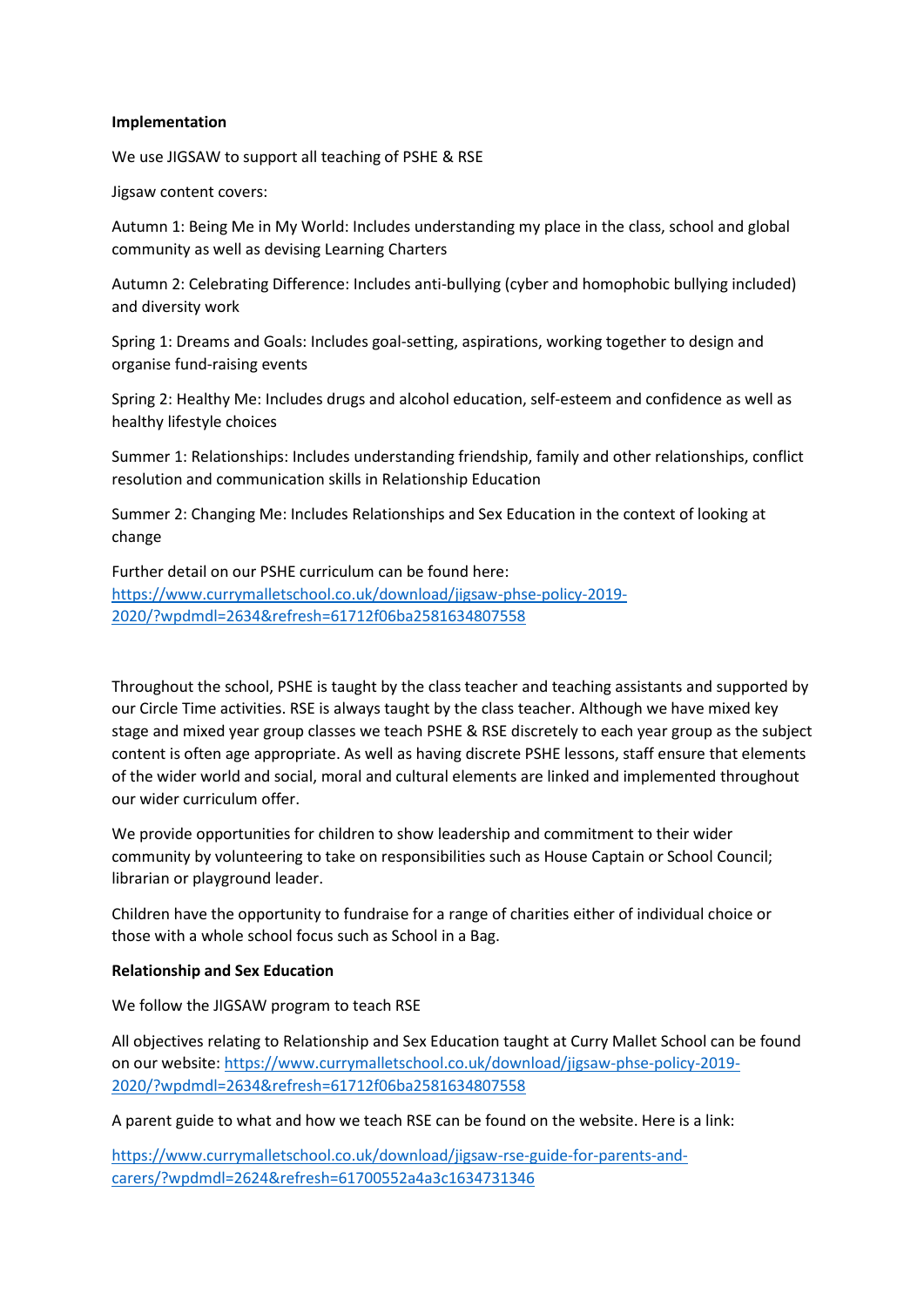**Implementation**

We use JIGSAW to support all teaching of PSHE & RSE

Jigsaw content covers:

Autumn 1: Being Me in My World: Includes understanding my place in the class, school and global community as well as devising Learning Charters

Autumn 2: Celebrating Difference: Includes anti-bullying (cyber and homophobic bullying included) and diversity work

Spring 1: Dreams and Goals: Includes goal-setting, aspirations, working together to design and organise fund-raising events

Spring 2: Healthy Me: Includes drugs and alcohol education, self-esteem and confidence as well as healthy lifestyle choices

Summer 1: Relationships: Includes understanding friendship, family and other relationships, conflict resolution and communication skills in Relationship Education

Summer 2: Changing Me: Includes Relationships and Sex Education in the context of looking at change

Further detail on our PSHE curriculum can be found here: [https://www.currymalletschool.co.uk/download/jigsaw-phse-policy-2019-2020/?wpdmdl=2634&refresh=61712f06ba2581634807558](https://www.currymalletschool.co.uk/download/jigsaw-phse-policy-2019-2020/?wpdmdl=2634&refresh=61712f06ba2581634807558)

Throughout the school, PSHE is taught by the class teacher and teaching assistants and supported by our Circle Time activities. RSE is always taught by the class teacher. Although we have mixed key stage and mixed year group classes we teach PSHE & RSE discretely to each year group as the subject content is often age appropriate. As well as having discrete PSHE lessons, staff ensure that elements of the wider world and social, moral and cultural elements are linked and implemented throughout our wider curriculum offer.

We provide opportunities for children to show leadership and commitment to their wider community by volunteering to take on responsibilities such as House Captain or School Council; librarian or playground leader.

Children have the opportunity to fundraise for a range of charities either of individual choice or those with a whole school focus such as School in a Bag.

**Relationship and Sex Education**

We follow the JIGSAW program to teach RSE

All objectives relating to Relationship and Sex Education taught at Curry Mallet School can be found on our website: [https://www.currymalletschool.co.uk/download/jigsaw-phse-policy-2019-2020/?wpdmdl=2634&refresh=61712f06ba2581634807558](https://www.currymalletschool.co.uk/download/jigsaw-phse-policy-2019-2020/?wpdmdl=2634&refresh=61712f06ba2581634807558)

A parent guide to what and how we teach RSE can be found on the website. Here is a link:

[https://www.currymalletschool.co.uk/download/jigsaw-rse-guide-for-parents-and-carers/?wpdmdl=2624&refresh=61700552a4a3c1634731346](https://www.currymalletschool.co.uk/download/jigsaw-rse-guide-for-parents-and-carers/?wpdmdl=2624&refresh=61700552a4a3c1634731346)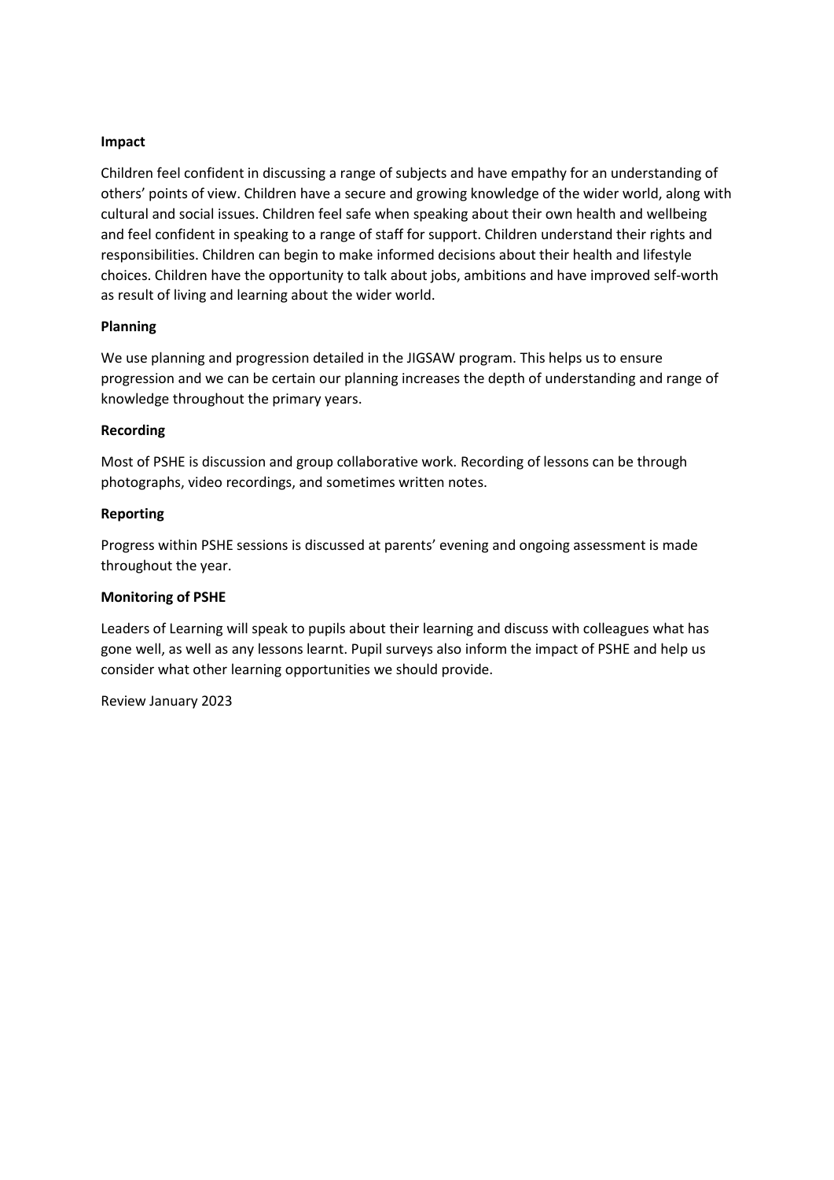**Impact**

Children feel confident in discussing a range of subjects and have empathy for an understanding of others' points of view. Children have a secure and growing knowledge of the wider world, along with cultural and social issues. Children feel safe when speaking about their own health and wellbeing and feel confident in speaking to a range of staff for support. Children understand their rights and responsibilities. Children can begin to make informed decisions about their health and lifestyle choices. Children have the opportunity to talk about jobs, ambitions and have improved self-worth as result of living and learning about the wider world.

**Planning**

We use planning and progression detailed in the JIGSAW program. This helps us to ensure progression and we can be certain our planning increases the depth of understanding and range of knowledge throughout the primary years.

**Recording**

Most of PSHE is discussion and group collaborative work. Recording of lessons can be through photographs, video recordings, and sometimes written notes.

**Reporting**

Progress within PSHE sessions is discussed at parents' evening and ongoing assessment is made throughout the year.

**Monitoring of PSHE**

Leaders of Learning will speak to pupils about their learning and discuss with colleagues what has gone well, as well as any lessons learnt. Pupil surveys also inform the impact of PSHE and help us consider what other learning opportunities we should provide.

Review January 2023